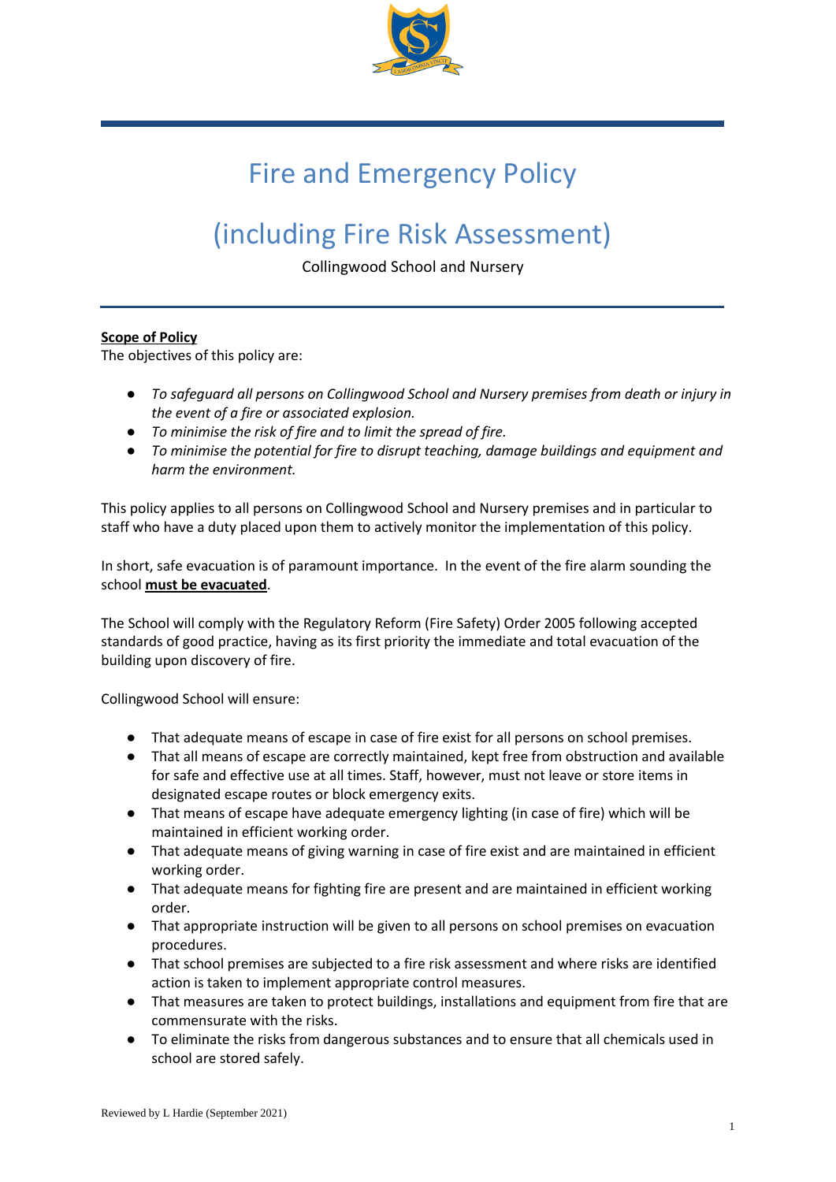# Fire and Emergency Policy

# (including Fire Risk Assessment)

Collingwood School and Nursery

**Scope of Policy**

The objectives of this policy are:

- *To safeguard all persons on Collingwood School and Nursery premises from death or injury in the event of a fire or associated explosion.*
- *To minimise the risk of fire and to limit the spread of fire.*
- *To minimise the potential for fire to disrupt teaching, damage buildings and equipment and harm the environment.*

This policy applies to all persons on Collingwood School and Nursery premises and in particular to staff who have a duty placed upon them to actively monitor the implementation of this policy.

In short, safe evacuation is of paramount importance. In the event of the fire alarm sounding the school **must be evacuated**.

The School will comply with the Regulatory Reform (Fire Safety) Order 2005 following accepted standards of good practice, having as its first priority the immediate and total evacuation of the building upon discovery of fire.

Collingwood School will ensure:

- That adequate means of escape in case of fire exist for all persons on school premises.
- That all means of escape are correctly maintained, kept free from obstruction and available for safe and effective use at all times. Staff, however, must not leave or store items in designated escape routes or block emergency exits.
- That means of escape have adequate emergency lighting (in case of fire) which will be maintained in efficient working order.
- That adequate means of giving warning in case of fire exist and are maintained in efficient working order.
- That adequate means for fighting fire are present and are maintained in efficient working order.
- That appropriate instruction will be given to all persons on school premises on evacuation procedures.
- That school premises are subjected to a fire risk assessment and where risks are identified action is taken to implement appropriate control measures.
- That measures are taken to protect buildings, installations and equipment from fire that are commensurate with the risks.
- To eliminate the risks from dangerous substances and to ensure that all chemicals used in school are stored safely.

Reviewed by L Hardie (September 2021)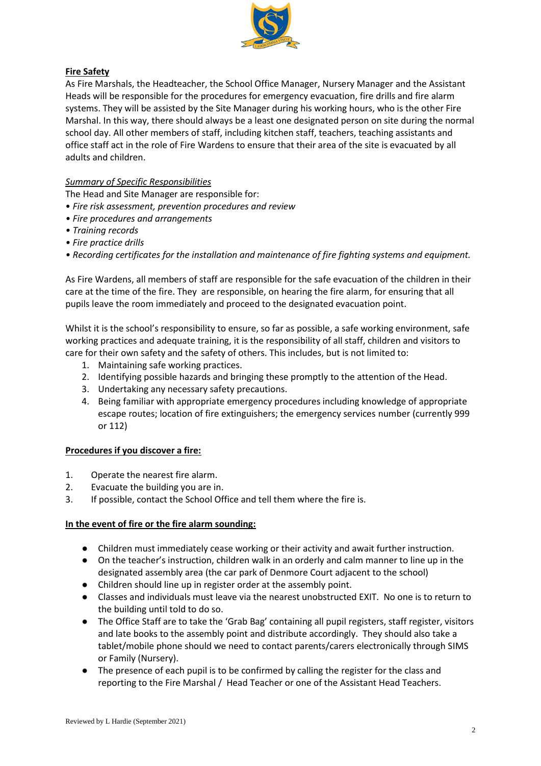**Fire Safety**

As Fire Marshals, the Headteacher, the School Office Manager, Nursery Manager and the Assistant Heads will be responsible for the procedures for emergency evacuation, fire drills and fire alarm systems. They will be assisted by the Site Manager during his working hours, who is the other Fire Marshal. In this way, there should always be a least one designated person on site during the normal school day. All other members of staff, including kitchen staff, teachers, teaching assistants and office staff act in the role of Fire Wardens to ensure that their area of the site is evacuated by all adults and children.

*Summary of Specific Responsibilities*

The Head and Site Manager are responsible for:

- *Fire risk assessment, prevention procedures and review*
- *Fire procedures and arrangements*
- *Training records*
- *Fire practice drills*
- *Recording certificates for the installation and maintenance of fire fighting systems and equipment.*

As Fire Wardens, all members of staff are responsible for the safe evacuation of the children in their care at the time of the fire. They are responsible, on hearing the fire alarm, for ensuring that all pupils leave the room immediately and proceed to the designated evacuation point.

Whilst it is the school's responsibility to ensure, so far as possible, a safe working environment, safe working practices and adequate training, it is the responsibility of all staff, children and visitors to care for their own safety and the safety of others. This includes, but is not limited to:

1. Maintaining safe working practices.
2. Identifying possible hazards and bringing these promptly to the attention of the Head.
3. Undertaking any necessary safety precautions.
4. Being familiar with appropriate emergency procedures including knowledge of appropriate escape routes; location of fire extinguishers; the emergency services number (currently 999 or 112)

**Procedures if you discover a fire:**

1. Operate the nearest fire alarm.
2. Evacuate the building you are in.
3. If possible, contact the School Office and tell them where the fire is.

**In the event of fire or the fire alarm sounding:**

- Children must immediately cease working or their activity and await further instruction.
- On the teacher's instruction, children walk in an orderly and calm manner to line up in the designated assembly area (the car park of Denmore Court adjacent to the school)
- Children should line up in register order at the assembly point.
- Classes and individuals must leave via the nearest unobstructed EXIT. No one is to return to the building until told to do so.
- The Office Staff are to take the 'Grab Bag' containing all pupil registers, staff register, visitors and late books to the assembly point and distribute accordingly. They should also take a tablet/mobile phone should we need to contact parents/carers electronically through SIMS or Family (Nursery).
- The presence of each pupil is to be confirmed by calling the register for the class and reporting to the Fire Marshal / Head Teacher or one of the Assistant Head Teachers.

Reviewed by L Hardie (September 2021)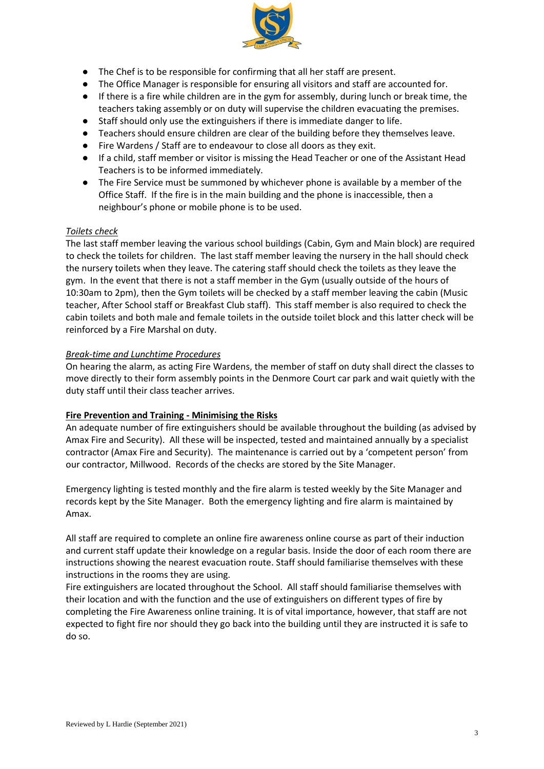- The Chef is to be responsible for confirming that all her staff are present.
- The Office Manager is responsible for ensuring all visitors and staff are accounted for.
- If there is a fire while children are in the gym for assembly, during lunch or break time, the teachers taking assembly or on duty will supervise the children evacuating the premises.
- Staff should only use the extinguishers if there is immediate danger to life.
- Teachers should ensure children are clear of the building before they themselves leave.
- Fire Wardens / Staff are to endeavour to close all doors as they exit.
- If a child, staff member or visitor is missing the Head Teacher or one of the Assistant Head Teachers is to be informed immediately.
- The Fire Service must be summoned by whichever phone is available by a member of the Office Staff. If the fire is in the main building and the phone is inaccessible, then a neighbour's phone or mobile phone is to be used.

*Toilets check*

The last staff member leaving the various school buildings (Cabin, Gym and Main block) are required to check the toilets for children. The last staff member leaving the nursery in the hall should check the nursery toilets when they leave. The catering staff should check the toilets as they leave the gym. In the event that there is not a staff member in the Gym (usually outside of the hours of 10:30am to 2pm), then the Gym toilets will be checked by a staff member leaving the cabin (Music teacher, After School staff or Breakfast Club staff). This staff member is also required to check the cabin toilets and both male and female toilets in the outside toilet block and this latter check will be reinforced by a Fire Marshal on duty.

*Break-time and Lunchtime Procedures*

On hearing the alarm, as acting Fire Wardens, the member of staff on duty shall direct the classes to move directly to their form assembly points in the Denmore Court car park and wait quietly with the duty staff until their class teacher arrives.

**Fire Prevention and Training - Minimising the Risks**

An adequate number of fire extinguishers should be available throughout the building (as advised by Amax Fire and Security). All these will be inspected, tested and maintained annually by a specialist contractor (Amax Fire and Security). The maintenance is carried out by a 'competent person' from our contractor, Millwood. Records of the checks are stored by the Site Manager.

Emergency lighting is tested monthly and the fire alarm is tested weekly by the Site Manager and records kept by the Site Manager. Both the emergency lighting and fire alarm is maintained by Amax.

All staff are required to complete an online fire awareness online course as part of their induction and current staff update their knowledge on a regular basis. Inside the door of each room there are instructions showing the nearest evacuation route. Staff should familiarise themselves with these instructions in the rooms they are using.

Fire extinguishers are located throughout the School. All staff should familiarise themselves with their location and with the function and the use of extinguishers on different types of fire by completing the Fire Awareness online training. It is of vital importance, however, that staff are not expected to fight fire nor should they go back into the building until they are instructed it is safe to do so.

Reviewed by L Hardie (September 2021)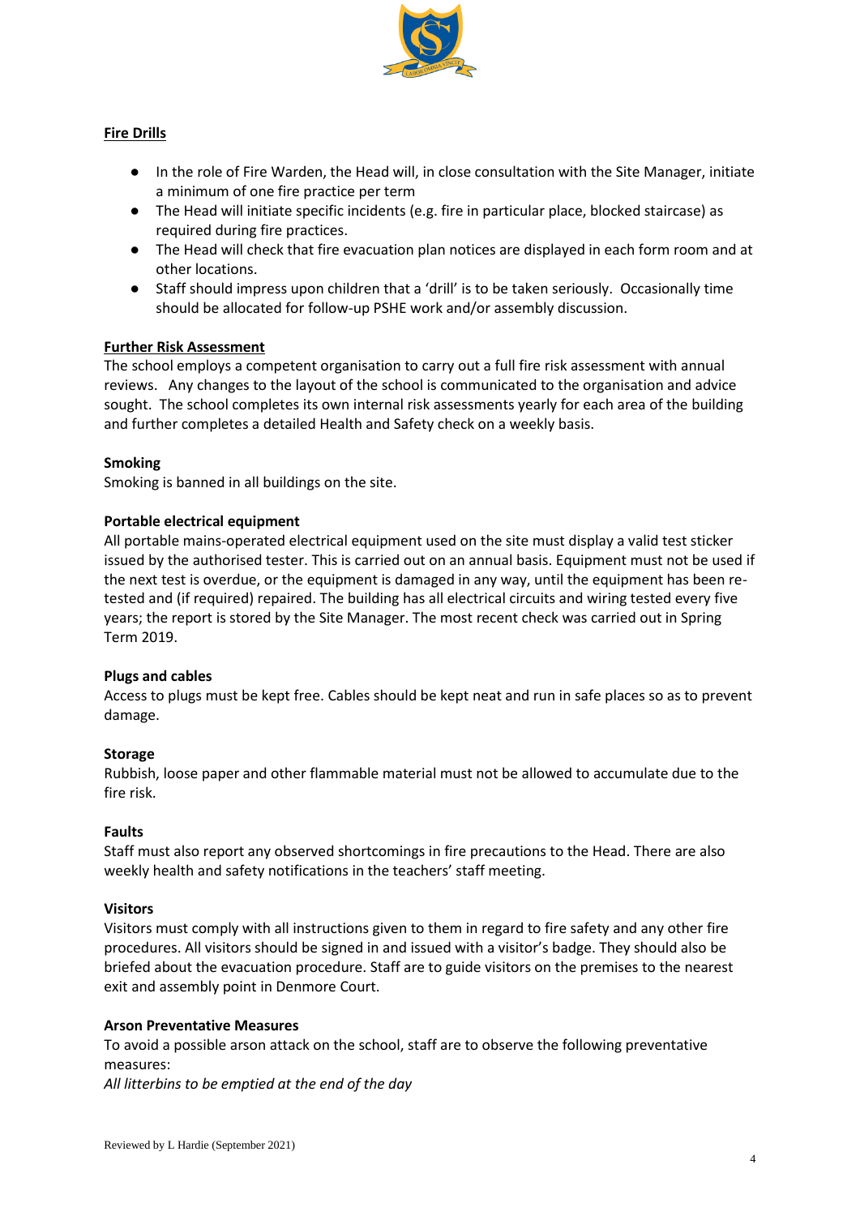**Fire Drills**

- In the role of Fire Warden, the Head will, in close consultation with the Site Manager, initiate a minimum of one fire practice per term
- The Head will initiate specific incidents (e.g. fire in particular place, blocked staircase) as required during fire practices.
- The Head will check that fire evacuation plan notices are displayed in each form room and at other locations.
- Staff should impress upon children that a 'drill' is to be taken seriously. Occasionally time should be allocated for follow-up PSHE work and/or assembly discussion.

**Further Risk Assessment**

The school employs a competent organisation to carry out a full fire risk assessment with annual reviews. Any changes to the layout of the school is communicated to the organisation and advice sought. The school completes its own internal risk assessments yearly for each area of the building and further completes a detailed Health and Safety check on a weekly basis.

**Smoking**

Smoking is banned in all buildings on the site.

**Portable electrical equipment**

All portable mains-operated electrical equipment used on the site must display a valid test sticker issued by the authorised tester. This is carried out on an annual basis. Equipment must not be used if the next test is overdue, or the equipment is damaged in any way, until the equipment has been re-tested and (if required) repaired. The building has all electrical circuits and wiring tested every five years; the report is stored by the Site Manager. The most recent check was carried out in Spring Term 2019.

**Plugs and cables**

Access to plugs must be kept free. Cables should be kept neat and run in safe places so as to prevent damage.

**Storage**

Rubbish, loose paper and other flammable material must not be allowed to accumulate due to the fire risk.

**Faults**

Staff must also report any observed shortcomings in fire precautions to the Head. There are also weekly health and safety notifications in the teachers' staff meeting.

**Visitors**

Visitors must comply with all instructions given to them in regard to fire safety and any other fire procedures. All visitors should be signed in and issued with a visitor's badge. They should also be briefed about the evacuation procedure. Staff are to guide visitors on the premises to the nearest exit and assembly point in Denmore Court.

**Arson Preventative Measures**

To avoid a possible arson attack on the school, staff are to observe the following preventative measures:

*All litterbins to be emptied at the end of the day*

Reviewed by L Hardie (September 2021)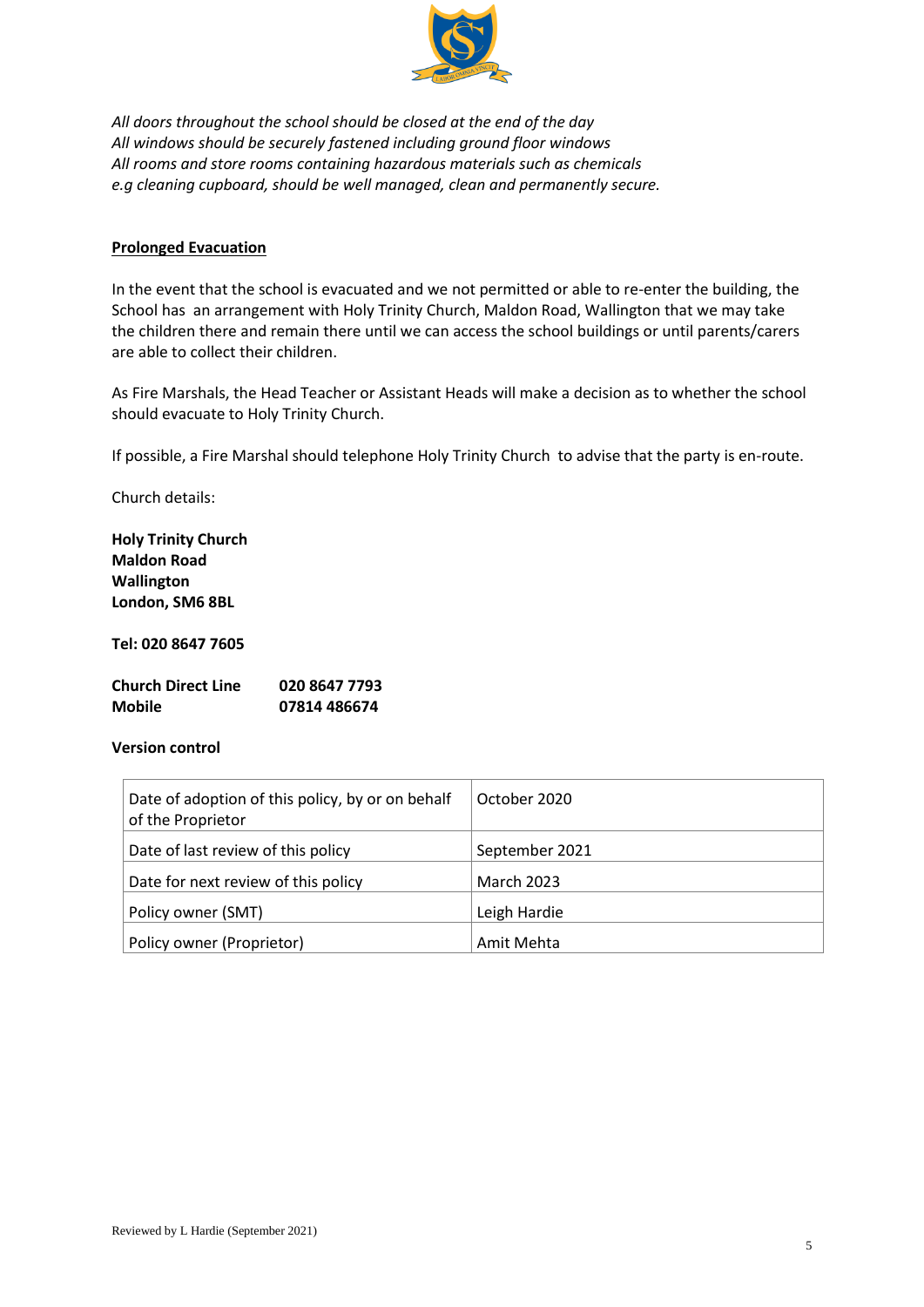*All doors throughout the school should be closed at the end of the day*
*All windows should be securely fastened including ground floor windows*
*All rooms and store rooms containing hazardous materials such as chemicals e.g cleaning cupboard, should be well managed, clean and permanently secure.*

**Prolonged Evacuation**

In the event that the school is evacuated and we not permitted or able to re-enter the building, the School has an arrangement with Holy Trinity Church, Maldon Road, Wallington that we may take the children there and remain there until we can access the school buildings or until parents/carers are able to collect their children.

As Fire Marshals, the Head Teacher or Assistant Heads will make a decision as to whether the school should evacuate to Holy Trinity Church.

If possible, a Fire Marshal should telephone Holy Trinity Church to advise that the party is en-route.

Church details:

**Holy Trinity Church**
**Maldon Road**
**Wallington**
**London, SM6 8BL**

**Tel: 020 8647 7605**

**Church Direct Line 020 8647 7793**
**Mobile 07814 486674**

**Version control**

| | |
|---|---|
| Date of adoption of this policy, by or on behalf of the Proprietor | October 2020 |
| Date of last review of this policy | September 2021 |
| Date for next review of this policy | March 2023 |
| Policy owner (SMT) | Leigh Hardie |
| Policy owner (Proprietor) | Amit Mehta |

Reviewed by L Hardie (September 2021)